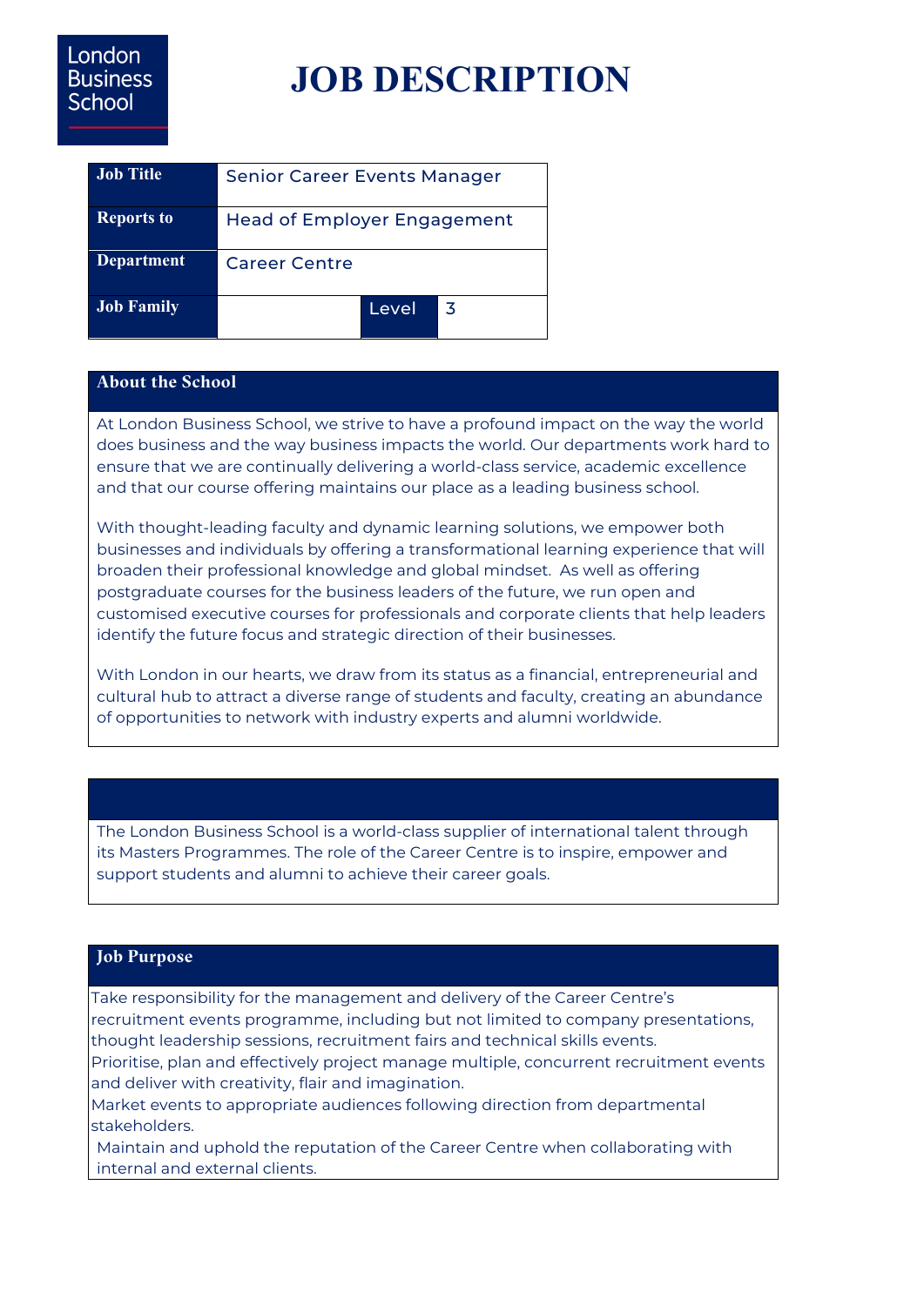London Business School

# JOB DESCRIPTION

| | | | |
|---|---|---|---|
| **Job Title** | Senior Career Events Manager | | |
| **Reports to** | Head of Employer Engagement | | |
| **Department** | Career Centre | | |
| **Job Family** | | Level | 3 |

## About the School

At London Business School, we strive to have a profound impact on the way the world does business and the way business impacts the world. Our departments work hard to ensure that we are continually delivering a world-class service, academic excellence and that our course offering maintains our place as a leading business school.

With thought-leading faculty and dynamic learning solutions, we empower both businesses and individuals by offering a transformational learning experience that will broaden their professional knowledge and global mindset. As well as offering postgraduate courses for the business leaders of the future, we run open and customised executive courses for professionals and corporate clients that help leaders identify the future focus and strategic direction of their businesses.

With London in our hearts, we draw from its status as a financial, entrepreneurial and cultural hub to attract a diverse range of students and faculty, creating an abundance of opportunities to network with industry experts and alumni worldwide.

The London Business School is a world-class supplier of international talent through its Masters Programmes. The role of the Career Centre is to inspire, empower and support students and alumni to achieve their career goals.

## Job Purpose

Take responsibility for the management and delivery of the Career Centre's recruitment events programme, including but not limited to company presentations, thought leadership sessions, recruitment fairs and technical skills events.

Prioritise, plan and effectively project manage multiple, concurrent recruitment events and deliver with creativity, flair and imagination.

Market events to appropriate audiences following direction from departmental stakeholders.

Maintain and uphold the reputation of the Career Centre when collaborating with internal and external clients.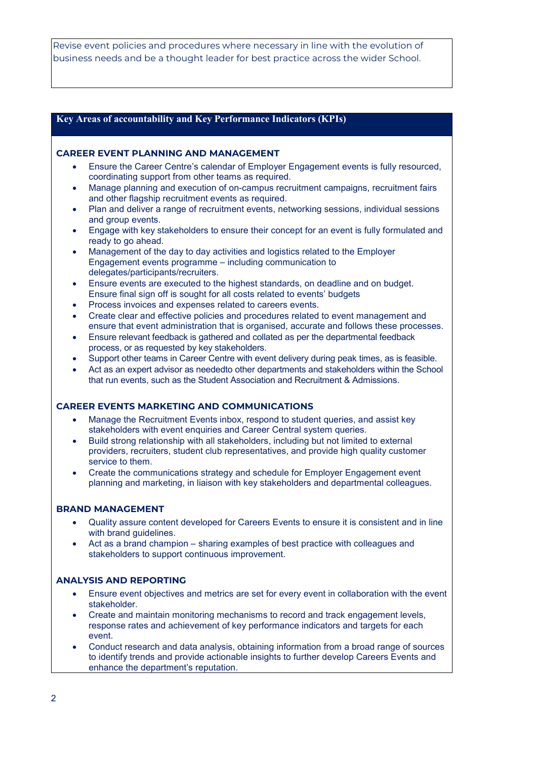Revise event policies and procedures where necessary in line with the evolution of business needs and be a thought leader for best practice across the wider School.

## Key Areas of accountability and Key Performance Indicators (KPIs)

### CAREER EVENT PLANNING AND MANAGEMENT

- Ensure the Career Centre's calendar of Employer Engagement events is fully resourced, coordinating support from other teams as required.
- Manage planning and execution of on-campus recruitment campaigns, recruitment fairs and other flagship recruitment events as required.
- Plan and deliver a range of recruitment events, networking sessions, individual sessions and group events.
- Engage with key stakeholders to ensure their concept for an event is fully formulated and ready to go ahead.
- Management of the day to day activities and logistics related to the Employer Engagement events programme – including communication to delegates/participants/recruiters.
- Ensure events are executed to the highest standards, on deadline and on budget. Ensure final sign off is sought for all costs related to events' budgets
- Process invoices and expenses related to careers events.
- Create clear and effective policies and procedures related to event management and ensure that event administration that is organised, accurate and follows these processes.
- Ensure relevant feedback is gathered and collated as per the departmental feedback process, or as requested by key stakeholders.
- Support other teams in Career Centre with event delivery during peak times, as is feasible.
- Act as an expert advisor as neededto other departments and stakeholders within the School that run events, such as the Student Association and Recruitment & Admissions.

### CAREER EVENTS MARKETING AND COMMUNICATIONS

- Manage the Recruitment Events inbox, respond to student queries, and assist key stakeholders with event enquiries and Career Central system queries.
- Build strong relationship with all stakeholders, including but not limited to external providers, recruiters, student club representatives, and provide high quality customer service to them.
- Create the communications strategy and schedule for Employer Engagement event planning and marketing, in liaison with key stakeholders and departmental colleagues.

### BRAND MANAGEMENT

- Quality assure content developed for Careers Events to ensure it is consistent and in line with brand guidelines.
- Act as a brand champion – sharing examples of best practice with colleagues and stakeholders to support continuous improvement.

### ANALYSIS AND REPORTING

- Ensure event objectives and metrics are set for every event in collaboration with the event stakeholder.
- Create and maintain monitoring mechanisms to record and track engagement levels, response rates and achievement of key performance indicators and targets for each event.
- Conduct research and data analysis, obtaining information from a broad range of sources to identify trends and provide actionable insights to further develop Careers Events and enhance the department's reputation.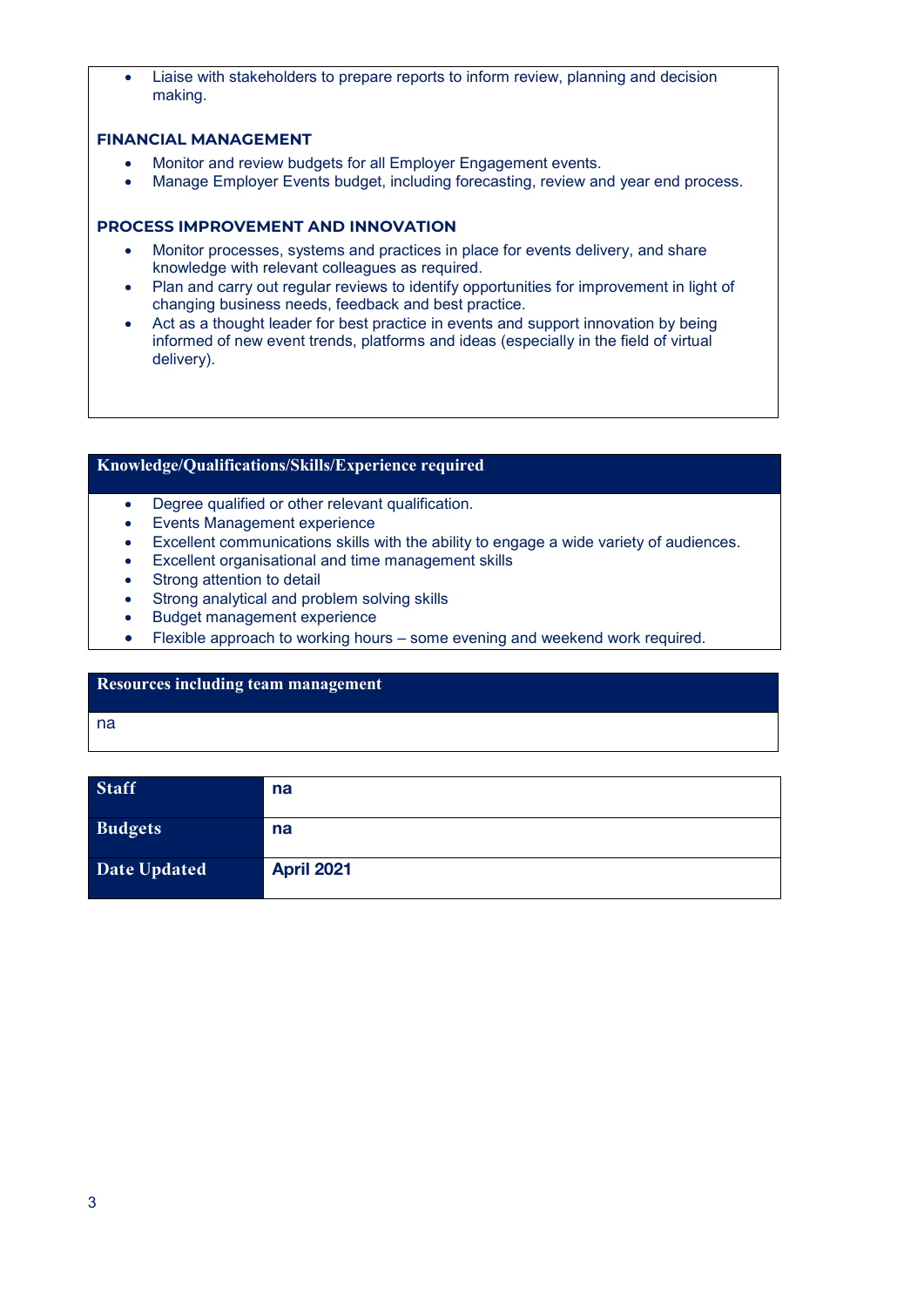- Liaise with stakeholders to prepare reports to inform review, planning and decision making.

**FINANCIAL MANAGEMENT**

- Monitor and review budgets for all Employer Engagement events.
- Manage Employer Events budget, including forecasting, review and year end process.

**PROCESS IMPROVEMENT AND INNOVATION**

- Monitor processes, systems and practices in place for events delivery, and share knowledge with relevant colleagues as required.
- Plan and carry out regular reviews to identify opportunities for improvement in light of changing business needs, feedback and best practice.
- Act as a thought leader for best practice in events and support innovation by being informed of new event trends, platforms and ideas (especially in the field of virtual delivery).

## Knowledge/Qualifications/Skills/Experience required

- Degree qualified or other relevant qualification.
- Events Management experience
- Excellent communications skills with the ability to engage a wide variety of audiences.
- Excellent organisational and time management skills
- Strong attention to detail
- Strong analytical and problem solving skills
- Budget management experience
- Flexible approach to working hours – some evening and weekend work required.

## Resources including team management

na

| | |
|---|---|
| **Staff** | **na** |
| **Budgets** | **na** |
| **Date Updated** | **April 2021** |